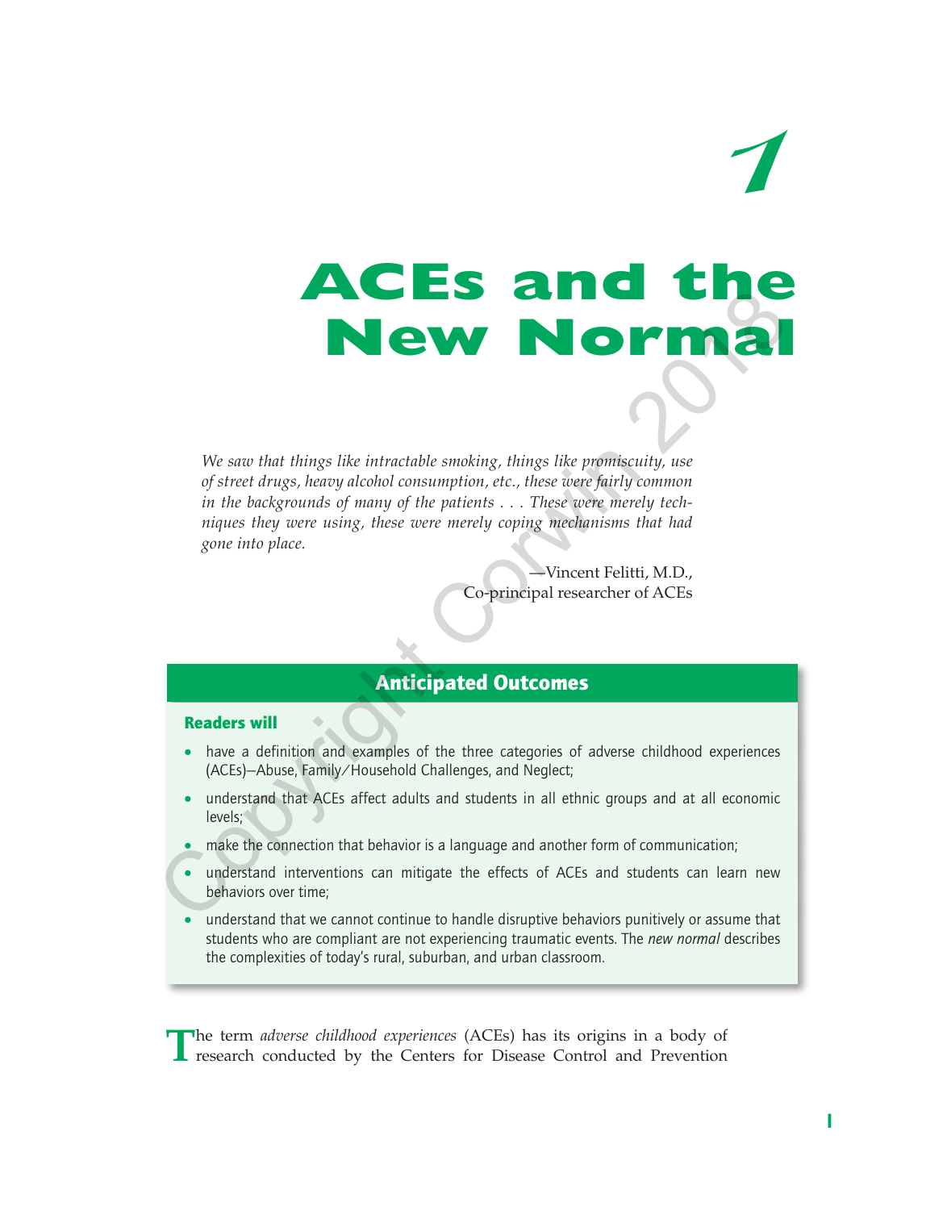# 1

# ACEs and the New Normal

*We saw that things like intractable smoking, things like promiscuity, use of street drugs, heavy alcohol consumption, etc., these were fairly common in the backgrounds of many of the patients . . . These were merely techniques they were using, these were merely coping mechanisms that had gone into place.*

—Vincent Felitti, M.D.,
Co-principal researcher of ACEs

## Anticipated Outcomes

**Readers will**

- have a definition and examples of the three categories of adverse childhood experiences (ACEs)—Abuse, Family/Household Challenges, and Neglect;
- understand that ACEs affect adults and students in all ethnic groups and at all economic levels;
- make the connection that behavior is a language and another form of communication;
- understand interventions can mitigate the effects of ACEs and students can learn new behaviors over time;
- understand that we cannot continue to handle disruptive behaviors punitively or assume that students who are compliant are not experiencing traumatic events. The *new normal* describes the complexities of today's rural, suburban, and urban classroom.

The term *adverse childhood experiences* (ACEs) has its origins in a body of research conducted by the Centers for Disease Control and Prevention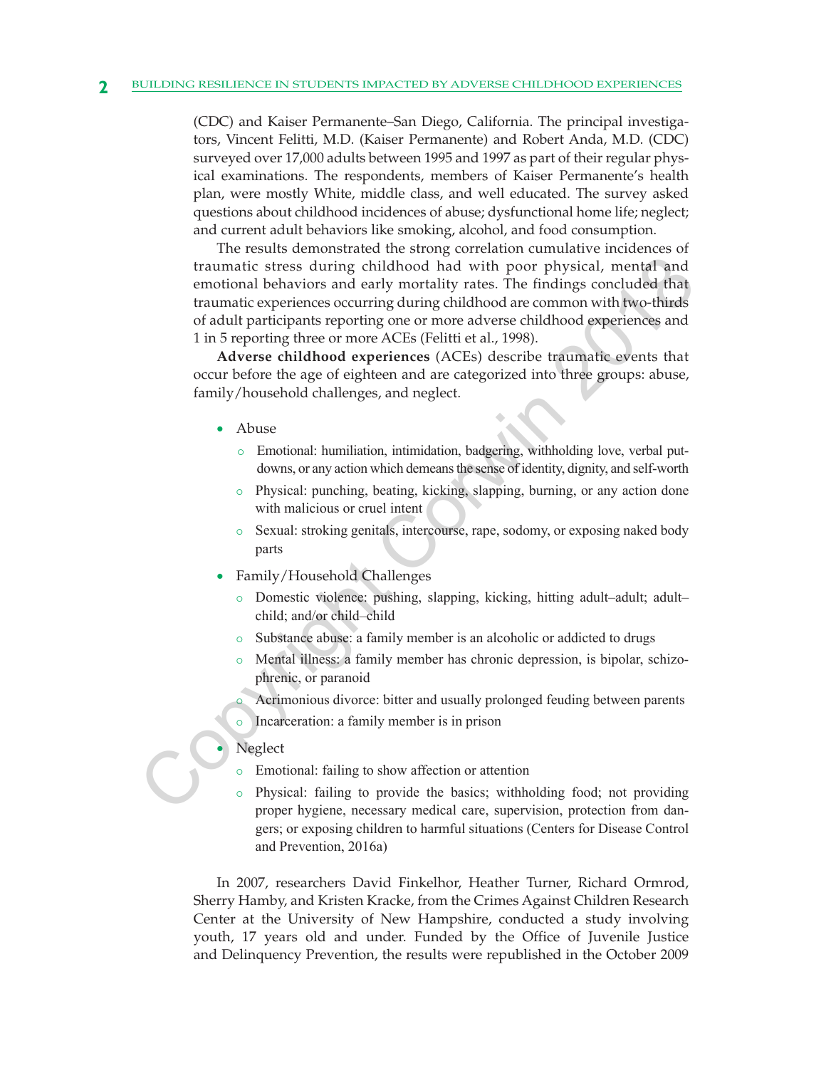(CDC) and Kaiser Permanente–San Diego, California. The principal investigators, Vincent Felitti, M.D. (Kaiser Permanente) and Robert Anda, M.D. (CDC) surveyed over 17,000 adults between 1995 and 1997 as part of their regular physical examinations. The respondents, members of Kaiser Permanente's health plan, were mostly White, middle class, and well educated. The survey asked questions about childhood incidences of abuse; dysfunctional home life; neglect; and current adult behaviors like smoking, alcohol, and food consumption.

The results demonstrated the strong correlation cumulative incidences of traumatic stress during childhood had with poor physical, mental and emotional behaviors and early mortality rates. The findings concluded that traumatic experiences occurring during childhood are common with two-thirds of adult participants reporting one or more adverse childhood experiences and 1 in 5 reporting three or more ACEs (Felitti et al., 1998).

**Adverse childhood experiences** (ACEs) describe traumatic events that occur before the age of eighteen and are categorized into three groups: abuse, family/household challenges, and neglect.

- Abuse
  - Emotional: humiliation, intimidation, badgering, withholding love, verbal put-downs, or any action which demeans the sense of identity, dignity, and self-worth
  - Physical: punching, beating, kicking, slapping, burning, or any action done with malicious or cruel intent
  - Sexual: stroking genitals, intercourse, rape, sodomy, or exposing naked body parts
- Family/Household Challenges
  - Domestic violence: pushing, slapping, kicking, hitting adult–adult; adult–child; and/or child–child
  - Substance abuse: a family member is an alcoholic or addicted to drugs
  - Mental illness: a family member has chronic depression, is bipolar, schizophrenic, or paranoid
  - Acrimonious divorce: bitter and usually prolonged feuding between parents
  - Incarceration: a family member is in prison
- Neglect
  - Emotional: failing to show affection or attention
  - Physical: failing to provide the basics; withholding food; not providing proper hygiene, necessary medical care, supervision, protection from dangers; or exposing children to harmful situations (Centers for Disease Control and Prevention, 2016a)

In 2007, researchers David Finkelhor, Heather Turner, Richard Ormrod, Sherry Hamby, and Kristen Kracke, from the Crimes Against Children Research Center at the University of New Hampshire, conducted a study involving youth, 17 years old and under. Funded by the Office of Juvenile Justice and Delinquency Prevention, the results were republished in the October 2009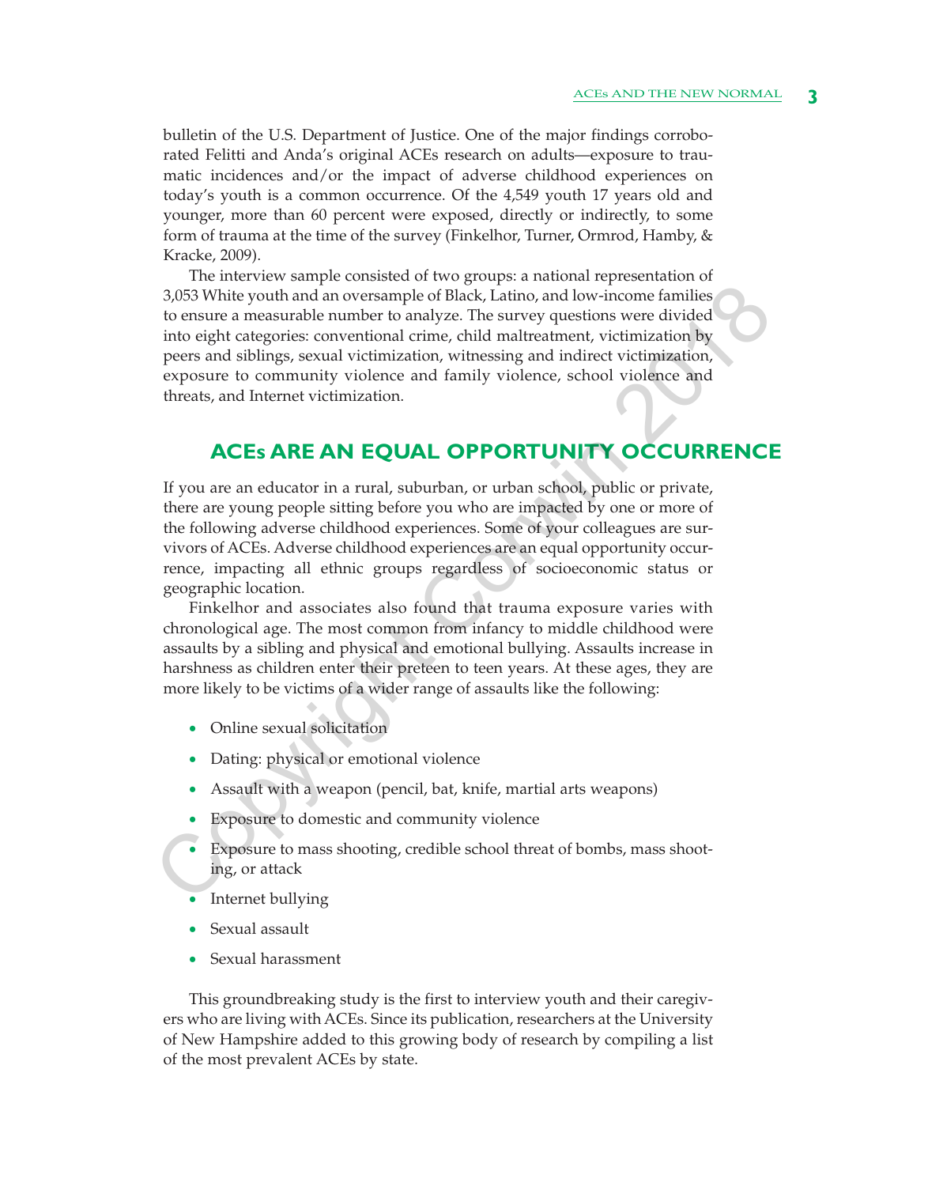bulletin of the U.S. Department of Justice. One of the major findings corroborated Felitti and Anda's original ACEs research on adults—exposure to traumatic incidences and/or the impact of adverse childhood experiences on today's youth is a common occurrence. Of the 4,549 youth 17 years old and younger, more than 60 percent were exposed, directly or indirectly, to some form of trauma at the time of the survey (Finkelhor, Turner, Ormrod, Hamby, & Kracke, 2009).

The interview sample consisted of two groups: a national representation of 3,053 White youth and an oversample of Black, Latino, and low-income families to ensure a measurable number to analyze. The survey questions were divided into eight categories: conventional crime, child maltreatment, victimization by peers and siblings, sexual victimization, witnessing and indirect victimization, exposure to community violence and family violence, school violence and threats, and Internet victimization.

## ACEs ARE AN EQUAL OPPORTUNITY OCCURRENCE

If you are an educator in a rural, suburban, or urban school, public or private, there are young people sitting before you who are impacted by one or more of the following adverse childhood experiences. Some of your colleagues are survivors of ACEs. Adverse childhood experiences are an equal opportunity occurrence, impacting all ethnic groups regardless of socioeconomic status or geographic location.

Finkelhor and associates also found that trauma exposure varies with chronological age. The most common from infancy to middle childhood were assaults by a sibling and physical and emotional bullying. Assaults increase in harshness as children enter their preteen to teen years. At these ages, they are more likely to be victims of a wider range of assaults like the following:

- Online sexual solicitation
- Dating: physical or emotional violence
- Assault with a weapon (pencil, bat, knife, martial arts weapons)
- Exposure to domestic and community violence
- Exposure to mass shooting, credible school threat of bombs, mass shooting, or attack
- Internet bullying
- Sexual assault
- Sexual harassment

This groundbreaking study is the first to interview youth and their caregivers who are living with ACEs. Since its publication, researchers at the University of New Hampshire added to this growing body of research by compiling a list of the most prevalent ACEs by state.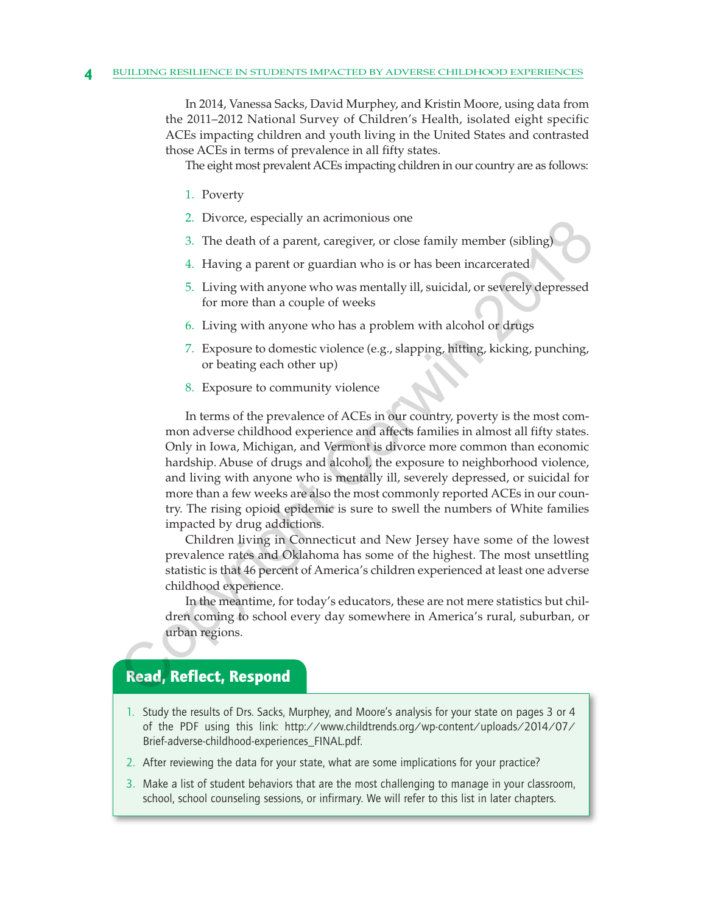In 2014, Vanessa Sacks, David Murphey, and Kristin Moore, using data from the 2011–2012 National Survey of Children's Health, isolated eight specific ACEs impacting children and youth living in the United States and contrasted those ACEs in terms of prevalence in all fifty states.

The eight most prevalent ACEs impacting children in our country are as follows:

1. Poverty
2. Divorce, especially an acrimonious one
3. The death of a parent, caregiver, or close family member (sibling)
4. Having a parent or guardian who is or has been incarcerated
5. Living with anyone who was mentally ill, suicidal, or severely depressed for more than a couple of weeks
6. Living with anyone who has a problem with alcohol or drugs
7. Exposure to domestic violence (e.g., slapping, hitting, kicking, punching, or beating each other up)
8. Exposure to community violence

In terms of the prevalence of ACEs in our country, poverty is the most common adverse childhood experience and affects families in almost all fifty states. Only in Iowa, Michigan, and Vermont is divorce more common than economic hardship. Abuse of drugs and alcohol, the exposure to neighborhood violence, and living with anyone who is mentally ill, severely depressed, or suicidal for more than a few weeks are also the most commonly reported ACEs in our country. The rising opioid epidemic is sure to swell the numbers of White families impacted by drug addictions.

Children living in Connecticut and New Jersey have some of the lowest prevalence rates and Oklahoma has some of the highest. The most unsettling statistic is that 46 percent of America's children experienced at least one adverse childhood experience.

In the meantime, for today's educators, these are not mere statistics but children coming to school every day somewhere in America's rural, suburban, or urban regions.

## Read, Reflect, Respond

1. Study the results of Drs. Sacks, Murphey, and Moore's analysis for your state on pages 3 or 4 of the PDF using this link: http://www.childtrends.org/wp-content/uploads/2014/07/Brief-adverse-childhood-experiences_FINAL.pdf.
2. After reviewing the data for your state, what are some implications for your practice?
3. Make a list of student behaviors that are the most challenging to manage in your classroom, school, school counseling sessions, or infirmary. We will refer to this list in later chapters.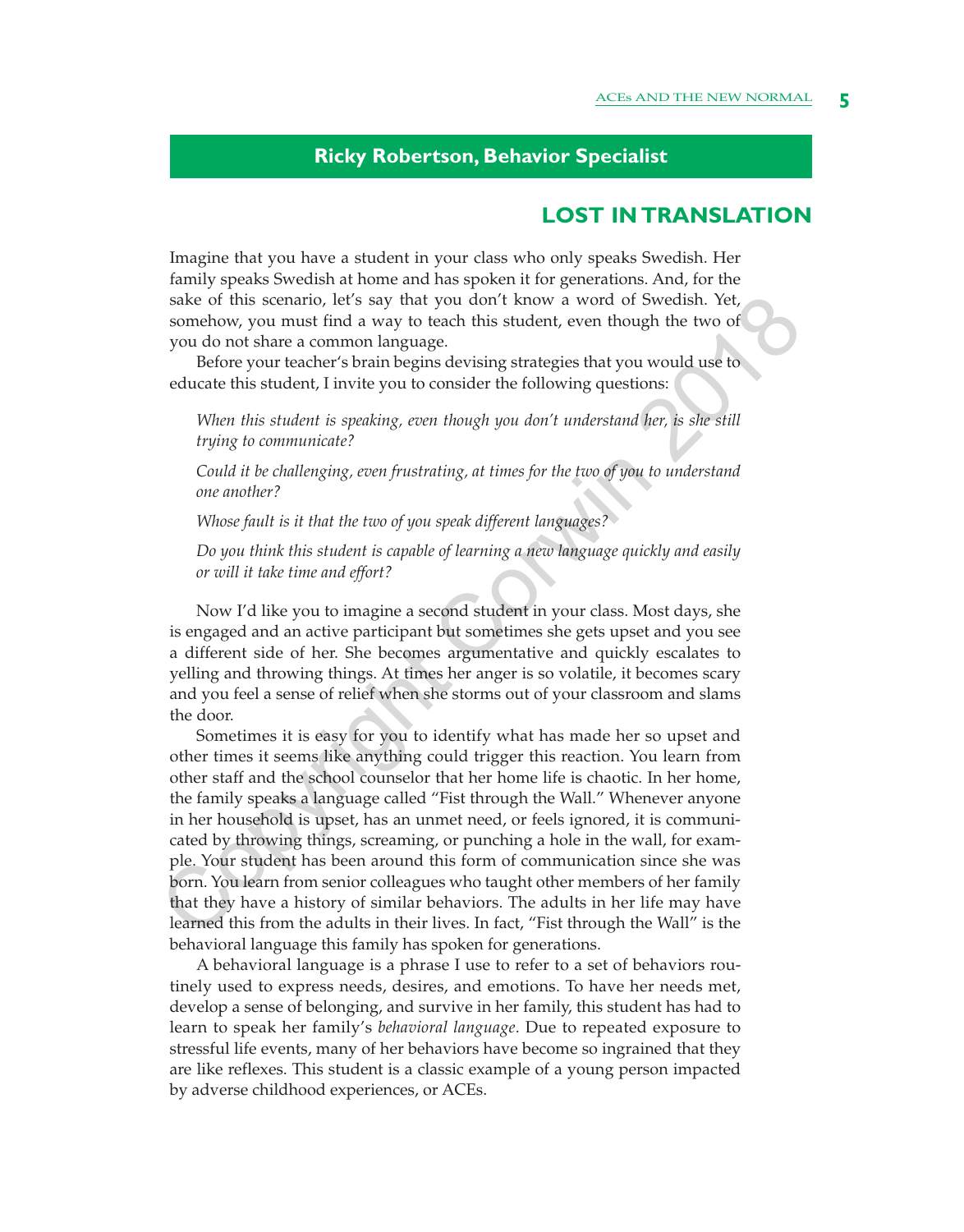## Ricky Robertson, Behavior Specialist

### LOST IN TRANSLATION

Imagine that you have a student in your class who only speaks Swedish. Her family speaks Swedish at home and has spoken it for generations. And, for the sake of this scenario, let's say that you don't know a word of Swedish. Yet, somehow, you must find a way to teach this student, even though the two of you do not share a common language.

Before your teacher's brain begins devising strategies that you would use to educate this student, I invite you to consider the following questions:

*When this student is speaking, even though you don't understand her, is she still trying to communicate?*

*Could it be challenging, even frustrating, at times for the two of you to understand one another?*

*Whose fault is it that the two of you speak different languages?*

*Do you think this student is capable of learning a new language quickly and easily or will it take time and effort?*

Now I'd like you to imagine a second student in your class. Most days, she is engaged and an active participant but sometimes she gets upset and you see a different side of her. She becomes argumentative and quickly escalates to yelling and throwing things. At times her anger is so volatile, it becomes scary and you feel a sense of relief when she storms out of your classroom and slams the door.

Sometimes it is easy for you to identify what has made her so upset and other times it seems like anything could trigger this reaction. You learn from other staff and the school counselor that her home life is chaotic. In her home, the family speaks a language called "Fist through the Wall." Whenever anyone in her household is upset, has an unmet need, or feels ignored, it is communicated by throwing things, screaming, or punching a hole in the wall, for example. Your student has been around this form of communication since she was born. You learn from senior colleagues who taught other members of her family that they have a history of similar behaviors. The adults in her life may have learned this from the adults in their lives. In fact, "Fist through the Wall" is the behavioral language this family has spoken for generations.

A behavioral language is a phrase I use to refer to a set of behaviors routinely used to express needs, desires, and emotions. To have her needs met, develop a sense of belonging, and survive in her family, this student has had to learn to speak her family's *behavioral language*. Due to repeated exposure to stressful life events, many of her behaviors have become so ingrained that they are like reflexes. This student is a classic example of a young person impacted by adverse childhood experiences, or ACEs.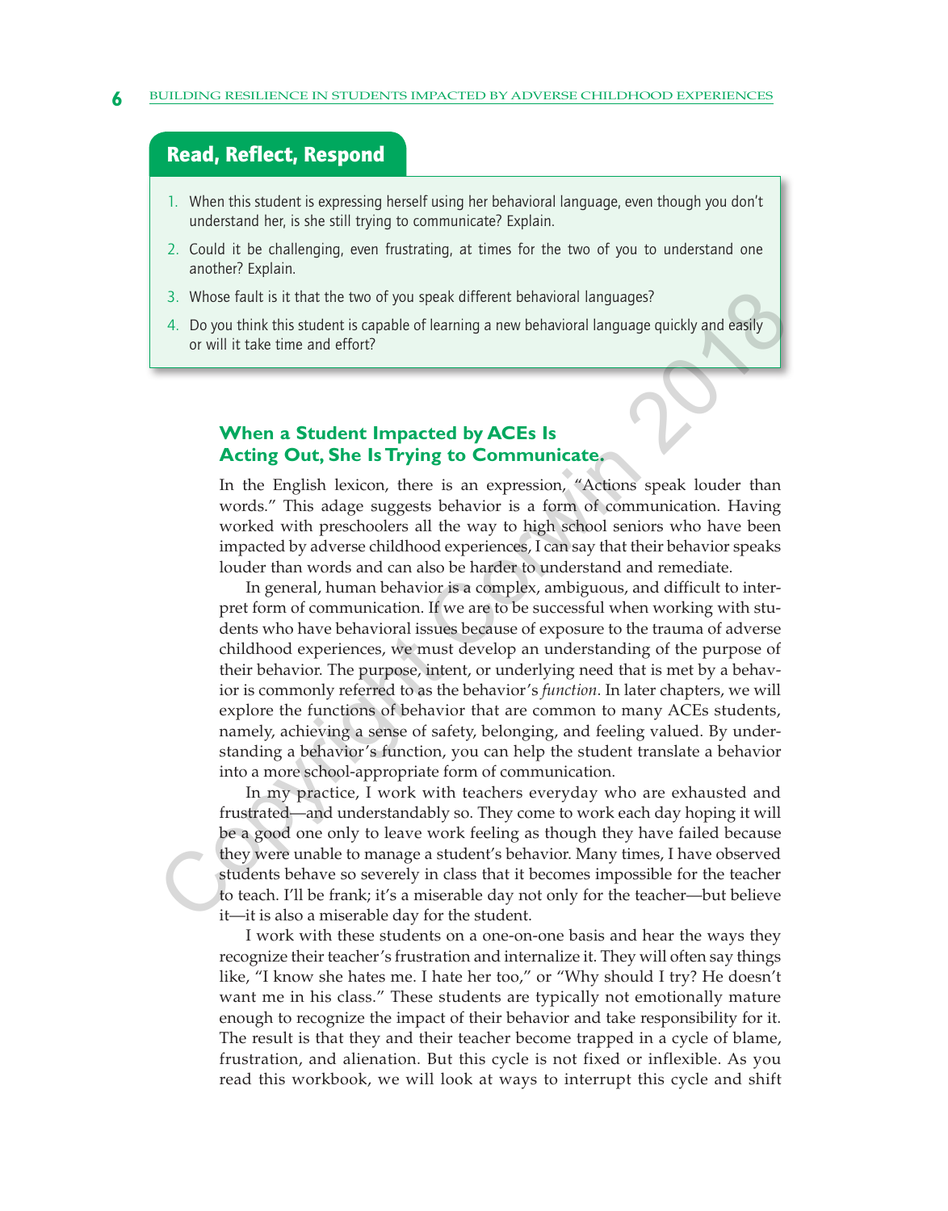## Read, Reflect, Respond

1. When this student is expressing herself using her behavioral language, even though you don't understand her, is she still trying to communicate? Explain.
2. Could it be challenging, even frustrating, at times for the two of you to understand one another? Explain.
3. Whose fault is it that the two of you speak different behavioral languages?
4. Do you think this student is capable of learning a new behavioral language quickly and easily or will it take time and effort?

### When a Student Impacted by ACEs Is Acting Out, She Is Trying to Communicate.

In the English lexicon, there is an expression, "Actions speak louder than words." This adage suggests behavior is a form of communication. Having worked with preschoolers all the way to high school seniors who have been impacted by adverse childhood experiences, I can say that their behavior speaks louder than words and can also be harder to understand and remediate.

In general, human behavior is a complex, ambiguous, and difficult to interpret form of communication. If we are to be successful when working with students who have behavioral issues because of exposure to the trauma of adverse childhood experiences, we must develop an understanding of the purpose of their behavior. The purpose, intent, or underlying need that is met by a behavior is commonly referred to as the behavior's *function*. In later chapters, we will explore the functions of behavior that are common to many ACEs students, namely, achieving a sense of safety, belonging, and feeling valued. By understanding a behavior's function, you can help the student translate a behavior into a more school-appropriate form of communication.

In my practice, I work with teachers everyday who are exhausted and frustrated—and understandably so. They come to work each day hoping it will be a good one only to leave work feeling as though they have failed because they were unable to manage a student's behavior. Many times, I have observed students behave so severely in class that it becomes impossible for the teacher to teach. I'll be frank; it's a miserable day not only for the teacher—but believe it—it is also a miserable day for the student.

I work with these students on a one-on-one basis and hear the ways they recognize their teacher's frustration and internalize it. They will often say things like, "I know she hates me. I hate her too," or "Why should I try? He doesn't want me in his class." These students are typically not emotionally mature enough to recognize the impact of their behavior and take responsibility for it. The result is that they and their teacher become trapped in a cycle of blame, frustration, and alienation. But this cycle is not fixed or inflexible. As you read this workbook, we will look at ways to interrupt this cycle and shift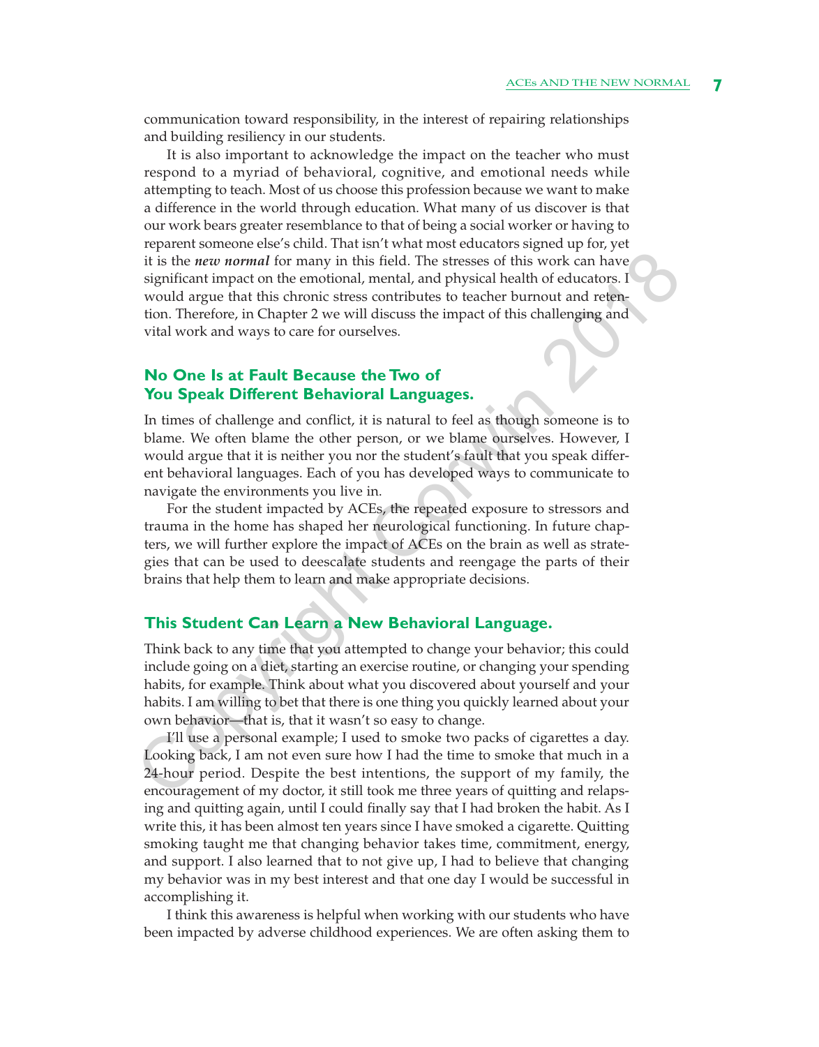communication toward responsibility, in the interest of repairing relationships and building resiliency in our students.

It is also important to acknowledge the impact on the teacher who must respond to a myriad of behavioral, cognitive, and emotional needs while attempting to teach. Most of us choose this profession because we want to make a difference in the world through education. What many of us discover is that our work bears greater resemblance to that of being a social worker or having to reparent someone else's child. That isn't what most educators signed up for, yet it is the ***new normal*** for many in this field. The stresses of this work can have significant impact on the emotional, mental, and physical health of educators. I would argue that this chronic stress contributes to teacher burnout and retention. Therefore, in Chapter 2 we will discuss the impact of this challenging and vital work and ways to care for ourselves.

## No One Is at Fault Because the Two of You Speak Different Behavioral Languages.

In times of challenge and conflict, it is natural to feel as though someone is to blame. We often blame the other person, or we blame ourselves. However, I would argue that it is neither you nor the student's fault that you speak different behavioral languages. Each of you has developed ways to communicate to navigate the environments you live in.

For the student impacted by ACEs, the repeated exposure to stressors and trauma in the home has shaped her neurological functioning. In future chapters, we will further explore the impact of ACEs on the brain as well as strategies that can be used to deescalate students and reengage the parts of their brains that help them to learn and make appropriate decisions.

## This Student Can Learn a New Behavioral Language.

Think back to any time that you attempted to change your behavior; this could include going on a diet, starting an exercise routine, or changing your spending habits, for example. Think about what you discovered about yourself and your habits. I am willing to bet that there is one thing you quickly learned about your own behavior—that is, that it wasn't so easy to change.

I'll use a personal example; I used to smoke two packs of cigarettes a day. Looking back, I am not even sure how I had the time to smoke that much in a 24-hour period. Despite the best intentions, the support of my family, the encouragement of my doctor, it still took me three years of quitting and relapsing and quitting again, until I could finally say that I had broken the habit. As I write this, it has been almost ten years since I have smoked a cigarette. Quitting smoking taught me that changing behavior takes time, commitment, energy, and support. I also learned that to not give up, I had to believe that changing my behavior was in my best interest and that one day I would be successful in accomplishing it.

I think this awareness is helpful when working with our students who have been impacted by adverse childhood experiences. We are often asking them to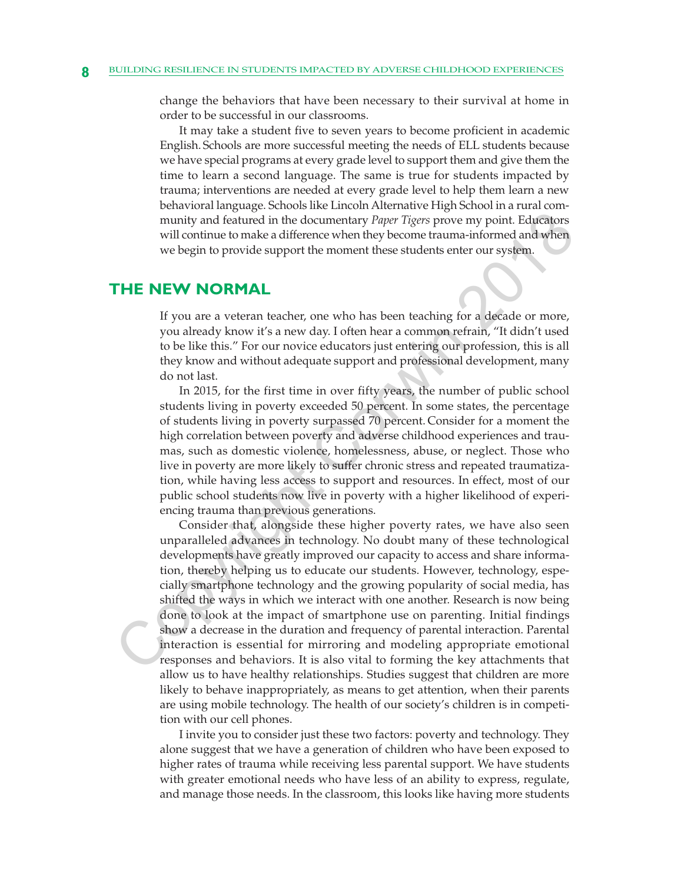change the behaviors that have been necessary to their survival at home in order to be successful in our classrooms.

It may take a student five to seven years to become proficient in academic English. Schools are more successful meeting the needs of ELL students because we have special programs at every grade level to support them and give them the time to learn a second language. The same is true for students impacted by trauma; interventions are needed at every grade level to help them learn a new behavioral language. Schools like Lincoln Alternative High School in a rural community and featured in the documentary *Paper Tigers* prove my point. Educators will continue to make a difference when they become trauma-informed and when we begin to provide support the moment these students enter our system.

## THE NEW NORMAL

If you are a veteran teacher, one who has been teaching for a decade or more, you already know it's a new day. I often hear a common refrain, "It didn't used to be like this." For our novice educators just entering our profession, this is all they know and without adequate support and professional development, many do not last.

In 2015, for the first time in over fifty years, the number of public school students living in poverty exceeded 50 percent. In some states, the percentage of students living in poverty surpassed 70 percent. Consider for a moment the high correlation between poverty and adverse childhood experiences and traumas, such as domestic violence, homelessness, abuse, or neglect. Those who live in poverty are more likely to suffer chronic stress and repeated traumatization, while having less access to support and resources. In effect, most of our public school students now live in poverty with a higher likelihood of experiencing trauma than previous generations.

Consider that, alongside these higher poverty rates, we have also seen unparalleled advances in technology. No doubt many of these technological developments have greatly improved our capacity to access and share information, thereby helping us to educate our students. However, technology, especially smartphone technology and the growing popularity of social media, has shifted the ways in which we interact with one another. Research is now being done to look at the impact of smartphone use on parenting. Initial findings show a decrease in the duration and frequency of parental interaction. Parental interaction is essential for mirroring and modeling appropriate emotional responses and behaviors. It is also vital to forming the key attachments that allow us to have healthy relationships. Studies suggest that children are more likely to behave inappropriately, as means to get attention, when their parents are using mobile technology. The health of our society's children is in competition with our cell phones.

I invite you to consider just these two factors: poverty and technology. They alone suggest that we have a generation of children who have been exposed to higher rates of trauma while receiving less parental support. We have students with greater emotional needs who have less of an ability to express, regulate, and manage those needs. In the classroom, this looks like having more students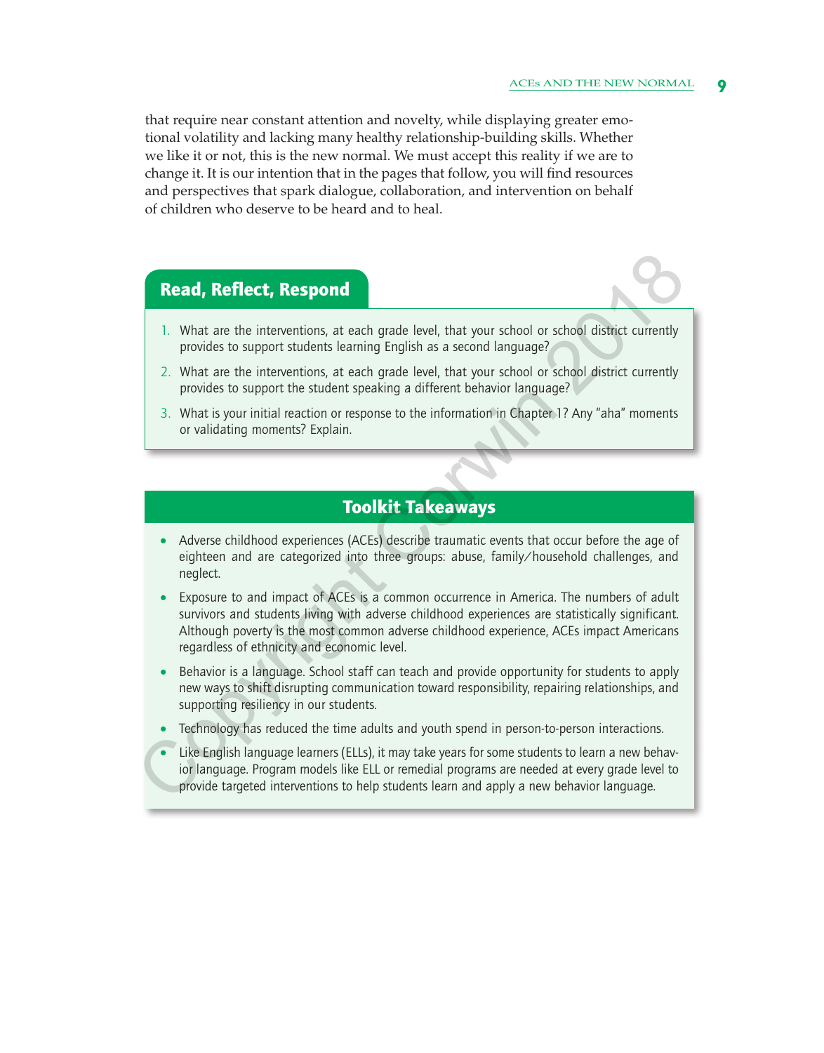that require near constant attention and novelty, while displaying greater emotional volatility and lacking many healthy relationship-building skills. Whether we like it or not, this is the new normal. We must accept this reality if we are to change it. It is our intention that in the pages that follow, you will find resources and perspectives that spark dialogue, collaboration, and intervention on behalf of children who deserve to be heard and to heal.

## Read, Reflect, Respond

1. What are the interventions, at each grade level, that your school or school district currently provides to support students learning English as a second language?
2. What are the interventions, at each grade level, that your school or school district currently provides to support the student speaking a different behavior language?
3. What is your initial reaction or response to the information in Chapter 1? Any "aha" moments or validating moments? Explain.

## Toolkit Takeaways

- Adverse childhood experiences (ACEs) describe traumatic events that occur before the age of eighteen and are categorized into three groups: abuse, family/household challenges, and neglect.
- Exposure to and impact of ACEs is a common occurrence in America. The numbers of adult survivors and students living with adverse childhood experiences are statistically significant. Although poverty is the most common adverse childhood experience, ACEs impact Americans regardless of ethnicity and economic level.
- Behavior is a language. School staff can teach and provide opportunity for students to apply new ways to shift disrupting communication toward responsibility, repairing relationships, and supporting resiliency in our students.
- Technology has reduced the time adults and youth spend in person-to-person interactions.
- Like English language learners (ELLs), it may take years for some students to learn a new behavior language. Program models like ELL or remedial programs are needed at every grade level to provide targeted interventions to help students learn and apply a new behavior language.